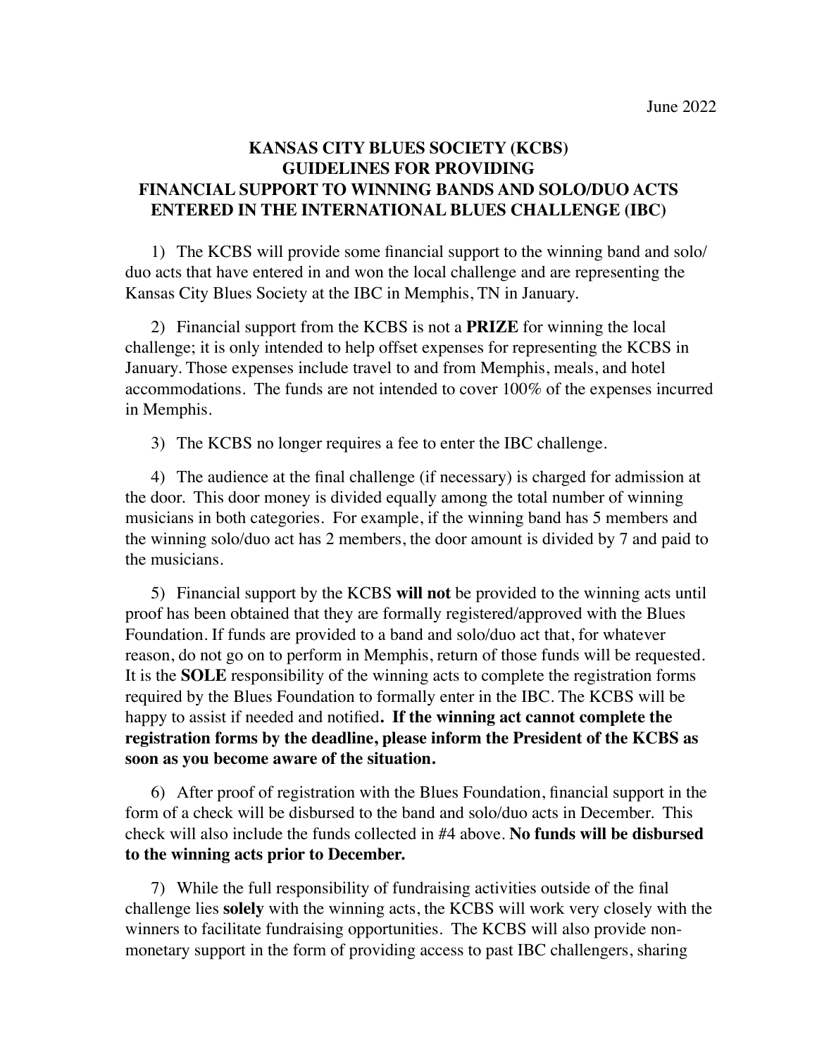June 2022

# KANSAS CITY BLUES SOCIETY (KCBS)
# GUIDELINES FOR PROVIDING
# FINANCIAL SUPPORT TO WINNING BANDS AND SOLO/DUO ACTS ENTERED IN THE INTERNATIONAL BLUES CHALLENGE (IBC)

1) The KCBS will provide some financial support to the winning band and solo/duo acts that have entered in and won the local challenge and are representing the Kansas City Blues Society at the IBC in Memphis, TN in January.

2) Financial support from the KCBS is not a **PRIZE** for winning the local challenge; it is only intended to help offset expenses for representing the KCBS in January. Those expenses include travel to and from Memphis, meals, and hotel accommodations. The funds are not intended to cover 100% of the expenses incurred in Memphis.

3) The KCBS no longer requires a fee to enter the IBC challenge.

4) The audience at the final challenge (if necessary) is charged for admission at the door. This door money is divided equally among the total number of winning musicians in both categories. For example, if the winning band has 5 members and the winning solo/duo act has 2 members, the door amount is divided by 7 and paid to the musicians.

5) Financial support by the KCBS **will not** be provided to the winning acts until proof has been obtained that they are formally registered/approved with the Blues Foundation. If funds are provided to a band and solo/duo act that, for whatever reason, do not go on to perform in Memphis, return of those funds will be requested. It is the **SOLE** responsibility of the winning acts to complete the registration forms required by the Blues Foundation to formally enter in the IBC. The KCBS will be happy to assist if needed and notified**. If the winning act cannot complete the registration forms by the deadline, please inform the President of the KCBS as soon as you become aware of the situation.**

6) After proof of registration with the Blues Foundation, financial support in the form of a check will be disbursed to the band and solo/duo acts in December. This check will also include the funds collected in #4 above. **No funds will be disbursed to the winning acts prior to December.**

7) While the full responsibility of fundraising activities outside of the final challenge lies **solely** with the winning acts, the KCBS will work very closely with the winners to facilitate fundraising opportunities. The KCBS will also provide non-monetary support in the form of providing access to past IBC challengers, sharing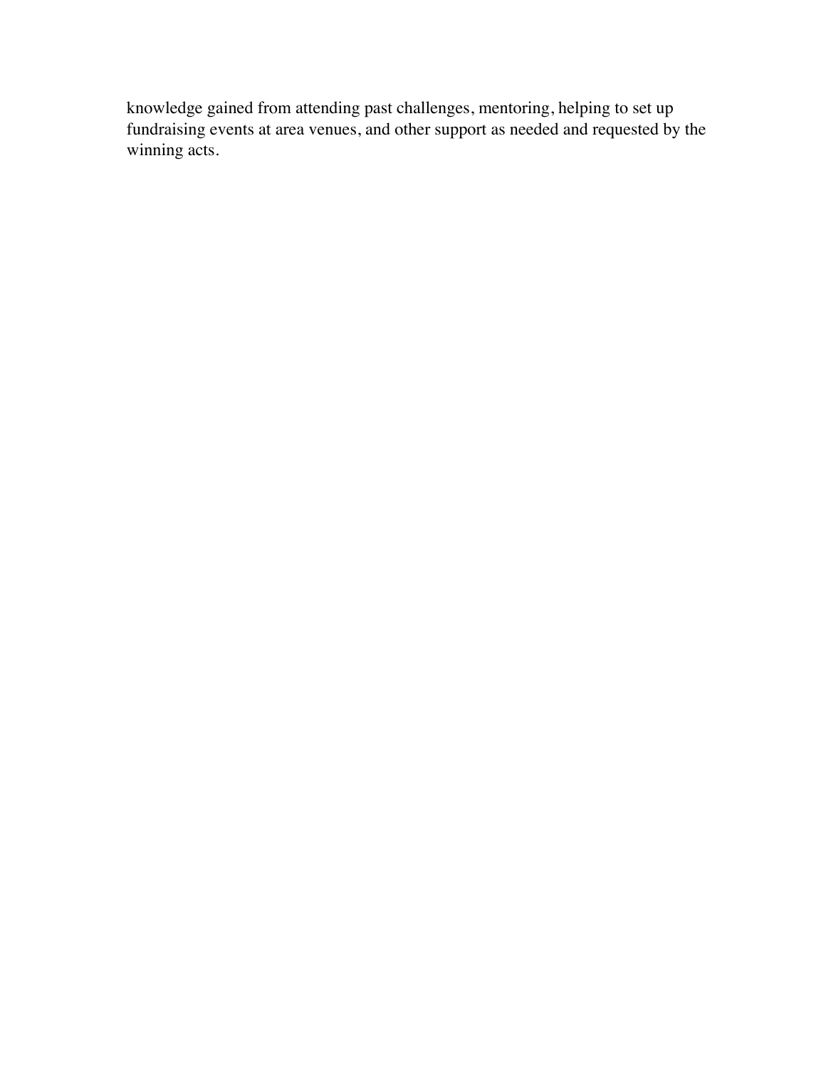knowledge gained from attending past challenges, mentoring, helping to set up fundraising events at area venues, and other support as needed and requested by the winning acts.